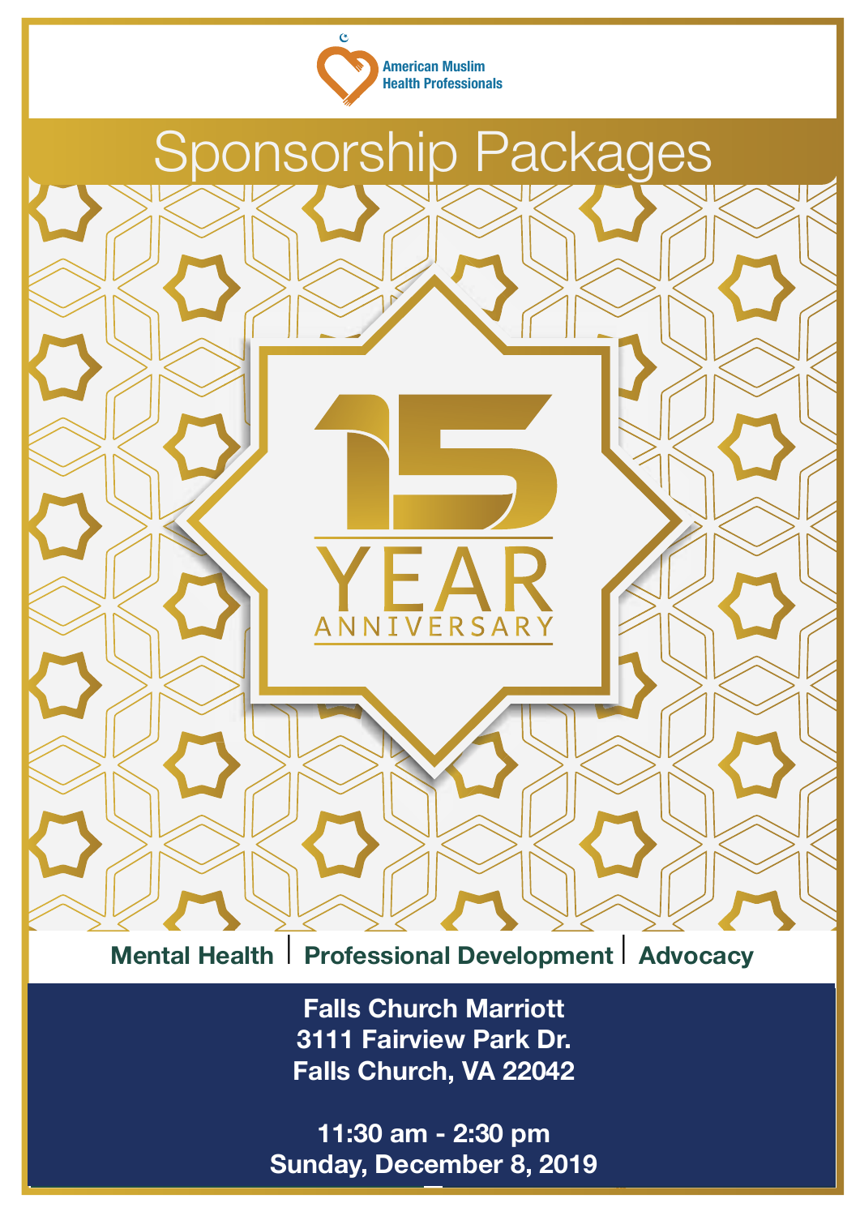American Muslim Health Professionals

# Sponsorship Packages

15 YEAR ANNIVERSARY

**Mental Health | Professional Development | Advocacy**

**Falls Church Marriott**
**3111 Fairview Park Dr.**
**Falls Church, VA 22042**

**11:30 am - 2:30 pm**
**Sunday, December 8, 2019**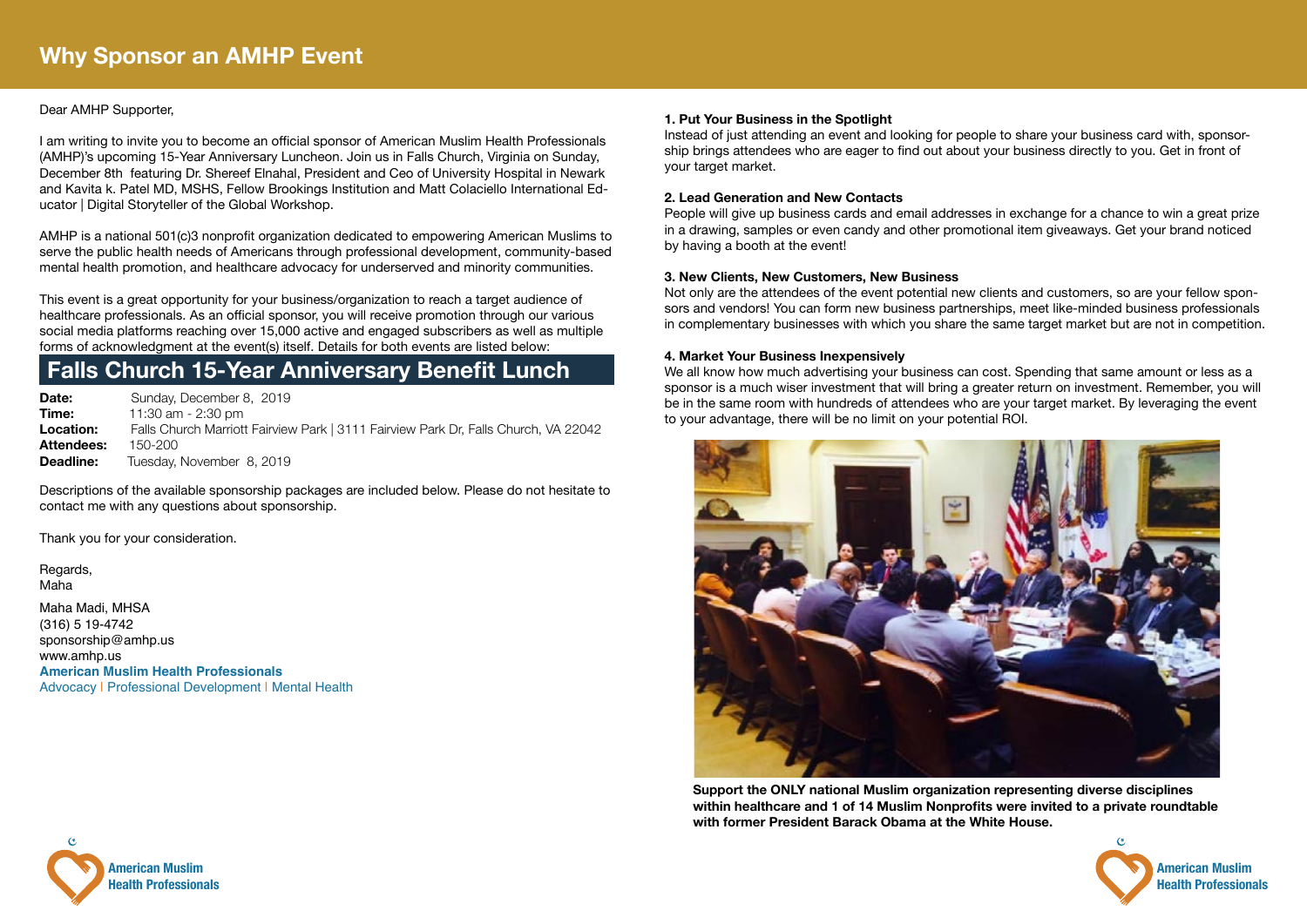# Why Sponsor an AMHP Event

Dear AMHP Supporter,

I am writing to invite you to become an official sponsor of American Muslim Health Professionals (AMHP)'s upcoming 15-Year Anniversary Luncheon. Join us in Falls Church, Virginia on Sunday, December 8th featuring Dr. Shereef Elnahal, President and Ceo of University Hospital in Newark and Kavita k. Patel MD, MSHS, Fellow Brookings Institution and Matt Colaciello International Educator | Digital Storyteller of the Global Workshop.

AMHP is a national 501(c)3 nonprofit organization dedicated to empowering American Muslims to serve the public health needs of Americans through professional development, community-based mental health promotion, and healthcare advocacy for underserved and minority communities.

This event is a great opportunity for your business/organization to reach a target audience of healthcare professionals. As an official sponsor, you will receive promotion through our various social media platforms reaching over 15,000 active and engaged subscribers as well as multiple forms of acknowledgment at the event(s) itself. Details for both events are listed below:

## Falls Church 15-Year Anniversary Benefit Lunch

**Date:** Sunday, December 8, 2019
**Time:** 11:30 am - 2:30 pm
**Location:** Falls Church Marriott Fairview Park | 3111 Fairview Park Dr, Falls Church, VA 22042
**Attendees:** 150-200
**Deadline:** Tuesday, November 8, 2019

Descriptions of the available sponsorship packages are included below. Please do not hesitate to contact me with any questions about sponsorship.

Thank you for your consideration.

Regards,
Maha

Maha Madi, MHSA
(316) 5 19-4742
sponsorship@amhp.us
www.amhp.us
**American Muslim Health Professionals**
Advocacy | Professional Development | Mental Health

**1. Put Your Business in the Spotlight**
Instead of just attending an event and looking for people to share your business card with, sponsorship brings attendees who are eager to find out about your business directly to you. Get in front of your target market.

**2. Lead Generation and New Contacts**
People will give up business cards and email addresses in exchange for a chance to win a great prize in a drawing, samples or even candy and other promotional item giveaways. Get your brand noticed by having a booth at the event!

**3. New Clients, New Customers, New Business**
Not only are the attendees of the event potential new clients and customers, so are your fellow sponsors and vendors! You can form new business partnerships, meet like-minded business professionals in complementary businesses with which you share the same target market but are not in competition.

**4. Market Your Business Inexpensively**
We all know how much advertising your business can cost. Spending that same amount or less as a sponsor is a much wiser investment that will bring a greater return on investment. Remember, you will be in the same room with hundreds of attendees who are your target market. By leveraging the event to your advantage, there will be no limit on your potential ROI.

**Support the ONLY national Muslim organization representing diverse disciplines within healthcare and 1 of 14 Muslim Nonprofits were invited to a private roundtable with former President Barack Obama at the White House.**

American Muslim Health Professionals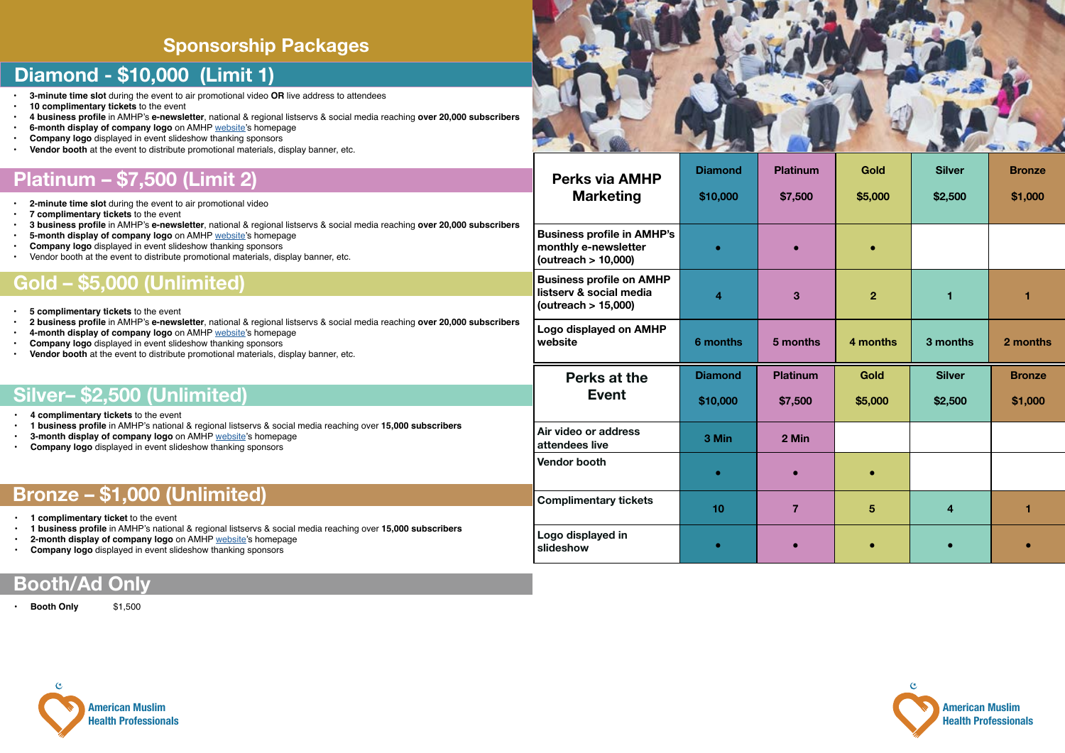# Sponsorship Packages

## Diamond - $10,000 (Limit 1)

- **3-minute time slot** during the event to air promotional video **OR** live address to attendees
- **10 complimentary tickets** to the event
- **4 business profile** in AMHP's **e-newsletter**, national & regional listservs & social media reaching **over 20,000 subscribers**
- **6-month display of company logo** on AMHP website's homepage
- **Company logo** displayed in event slideshow thanking sponsors
- **Vendor booth** at the event to distribute promotional materials, display banner, etc.

## Platinum – $7,500 (Limit 2)

- **2-minute time slot** during the event to air promotional video
- **7 complimentary tickets** to the event
- **3 business profile** in AMHP's **e-newsletter**, national & regional listservs & social media reaching **over 20,000 subscribers**
- **5-month display of company logo** on AMHP website's homepage
- **Company logo** displayed in event slideshow thanking sponsors
- Vendor booth at the event to distribute promotional materials, display banner, etc.

## Gold – $5,000 (Unlimited)

- **5 complimentary tickets** to the event
- **2 business profile** in AMHP's **e-newsletter**, national & regional listservs & social media reaching **over 20,000 subscribers**
- **4-month display of company logo** on AMHP website's homepage
- **Company logo** displayed in event slideshow thanking sponsors
- **Vendor booth** at the event to distribute promotional materials, display banner, etc.

## Silver– $2,500 (Unlimited)

- **4 complimentary tickets** to the event
- **1 business profile** in AMHP's national & regional listservs & social media reaching over **15,000 subscribers**
- **3-month display of company logo** on AMHP website's homepage
- **Company logo** displayed in event slideshow thanking sponsors

## Bronze – $1,000 (Unlimited)

- **1 complimentary ticket** to the event
- **1 business profile** in AMHP's national & regional listservs & social media reaching over **15,000 subscribers**
- **2-month display of company logo** on AMHP website's homepage
- **Company logo** displayed in event slideshow thanking sponsors

## Booth/Ad Only

- **Booth Only** $1,500

| Perks via AMHP Marketing | Diamond $10,000 | Platinum $7,500 | Gold $5,000 | Silver $2,500 | Bronze $1,000 |
|---|---|---|---|---|---|
| Business profile in AMHP's monthly e-newsletter (outreach > 10,000) | • | • | • | | |
| Business profile on AMHP listserv & social media (outreach > 15,000) | 4 | 3 | 2 | 1 | 1 |
| Logo displayed on AMHP website | 6 months | 5 months | 4 months | 3 months | 2 months |

| Perks at the Event | Diamond $10,000 | Platinum $7,500 | Gold $5,000 | Silver $2,500 | Bronze $1,000 |
|---|---|---|---|---|---|
| Air video or address attendees live | 3 Min | 2 Min | | | |
| Vendor booth | • | • | • | | |
| Complimentary tickets | 10 | 7 | 5 | 4 | 1 |
| Logo displayed in slideshow | • | • | • | • | • |

American Muslim Health Professionals